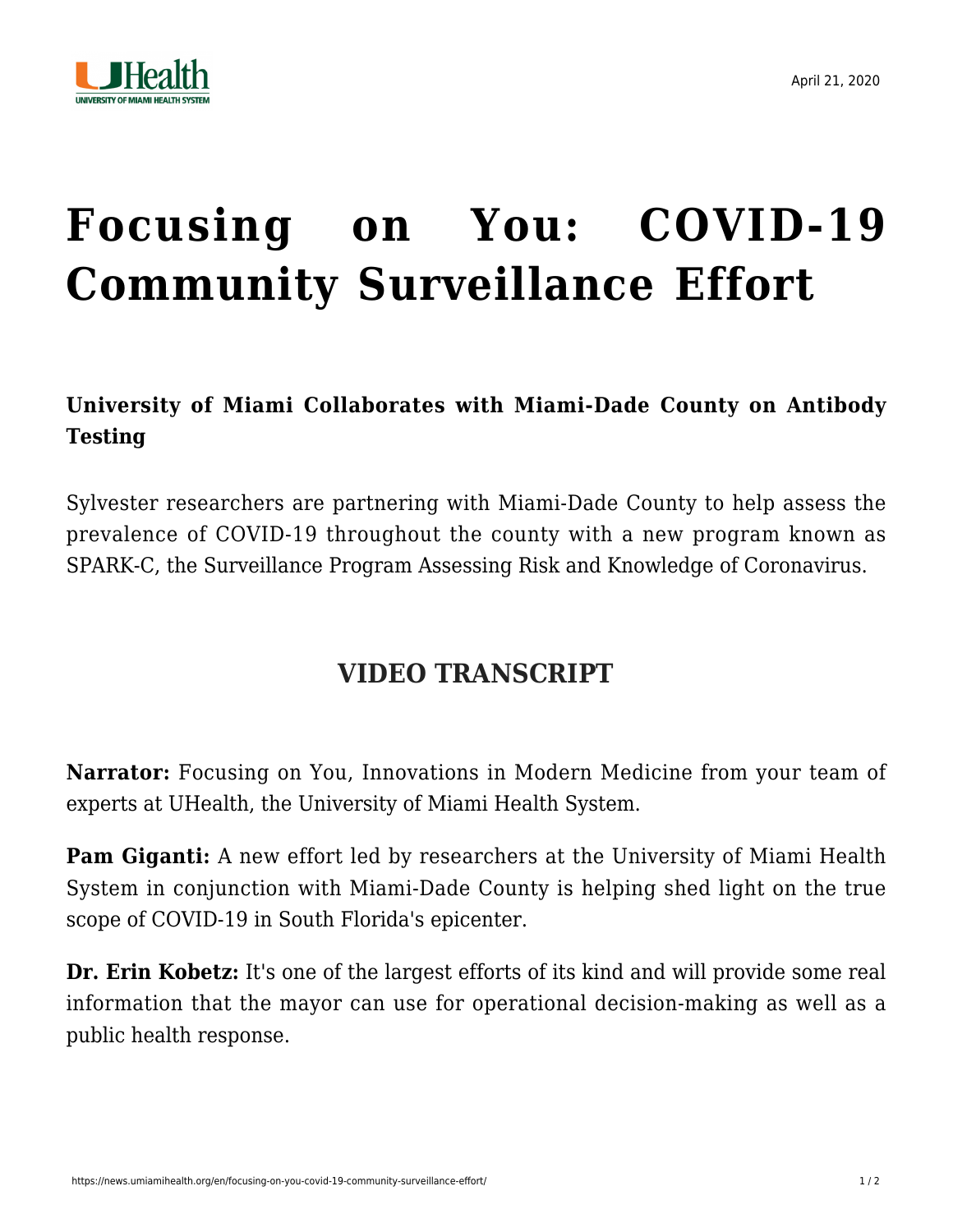# Focusing on You: COVID-19 Community Surveillance Effort

**University of Miami Collaborates with Miami-Dade County on Antibody Testing**

Sylvester researchers are partnering with Miami-Dade County to help assess the prevalence of COVID-19 throughout the county with a new program known as SPARK-C, the Surveillance Program Assessing Risk and Knowledge of Coronavirus.

## VIDEO TRANSCRIPT

**Narrator:** Focusing on You, Innovations in Modern Medicine from your team of experts at UHealth, the University of Miami Health System.

**Pam Giganti:** A new effort led by researchers at the University of Miami Health System in conjunction with Miami-Dade County is helping shed light on the true scope of COVID-19 in South Florida's epicenter.

**Dr. Erin Kobetz:** It's one of the largest efforts of its kind and will provide some real information that the mayor can use for operational decision-making as well as a public health response.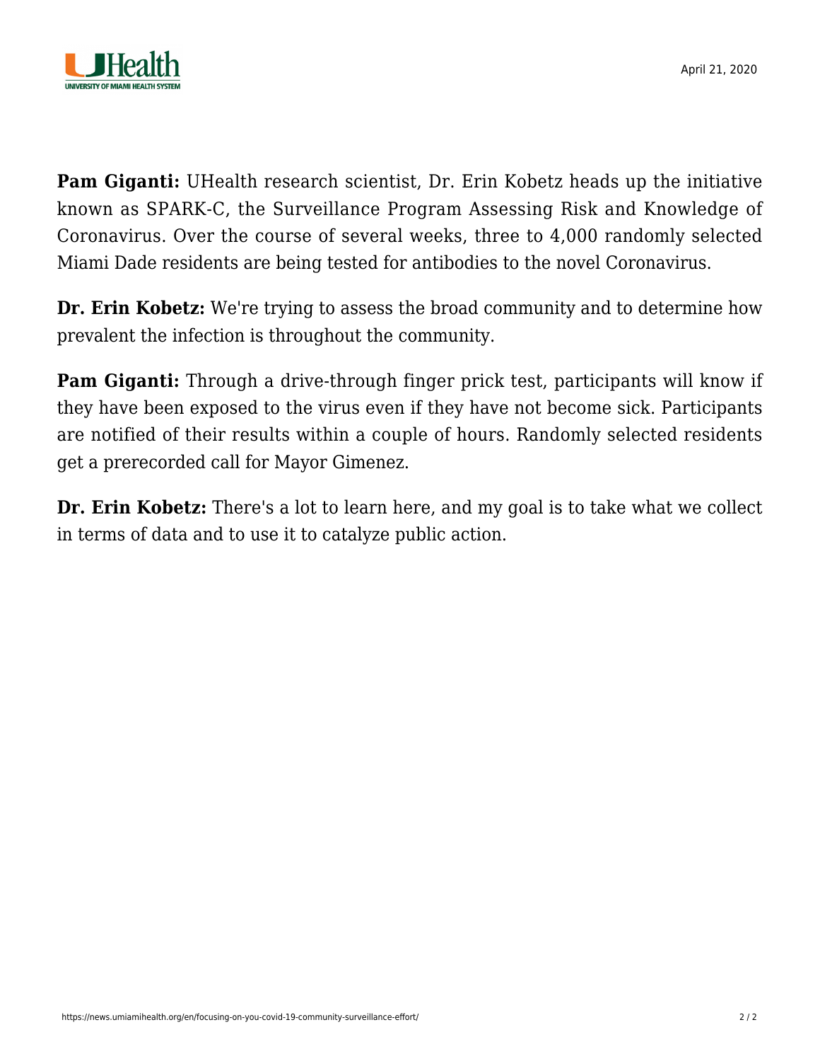**Pam Giganti:** UHealth research scientist, Dr. Erin Kobetz heads up the initiative known as SPARK-C, the Surveillance Program Assessing Risk and Knowledge of Coronavirus. Over the course of several weeks, three to 4,000 randomly selected Miami Dade residents are being tested for antibodies to the novel Coronavirus.

**Dr. Erin Kobetz:** We're trying to assess the broad community and to determine how prevalent the infection is throughout the community.

**Pam Giganti:** Through a drive-through finger prick test, participants will know if they have been exposed to the virus even if they have not become sick. Participants are notified of their results within a couple of hours. Randomly selected residents get a prerecorded call for Mayor Gimenez.

**Dr. Erin Kobetz:** There's a lot to learn here, and my goal is to take what we collect in terms of data and to use it to catalyze public action.